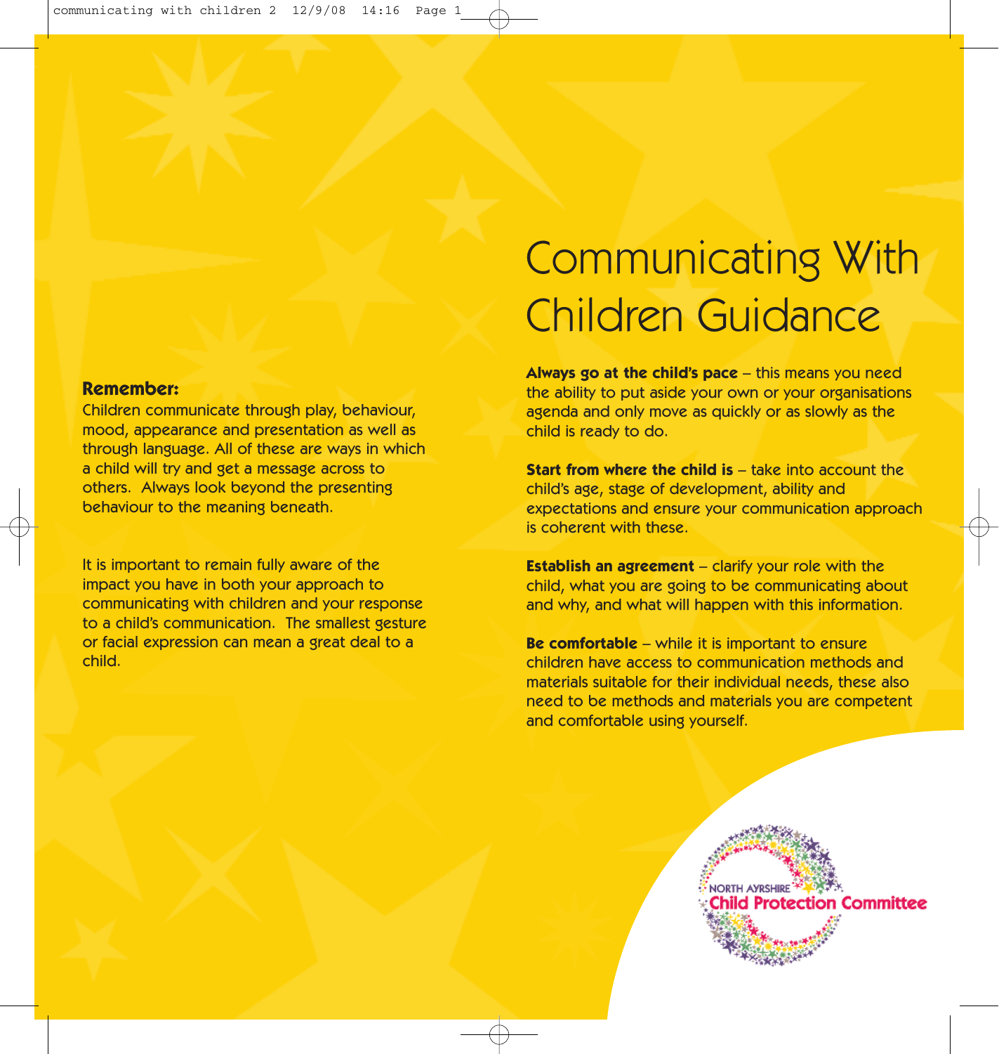# Communicating With Children Guidance

**Always go at the child's pace** – this means you need the ability to put aside your own or your organisations agenda and only move as quickly or as slowly as the child is ready to do.

**Start from where the child is** – take into account the child's age, stage of development, ability and expectations and ensure your communication approach is coherent with these.

**Establish an agreement** – clarify your role with the child, what you are going to be communicating about and why, and what will happen with this information.

**Be comfortable** – while it is important to ensure children have access to communication methods and materials suitable for their individual needs, these also need to be methods and materials you are competent and comfortable using yourself.

**Remember:**
Children communicate through play, behaviour, mood, appearance and presentation as well as through language. All of these are ways in which a child will try and get a message across to others. Always look beyond the presenting behaviour to the meaning beneath.

It is important to remain fully aware of the impact you have in both your approach to communicating with children and your response to a child's communication. The smallest gesture or facial expression can mean a great deal to a child.

NORTH AYRSHIRE
Child Protection Committee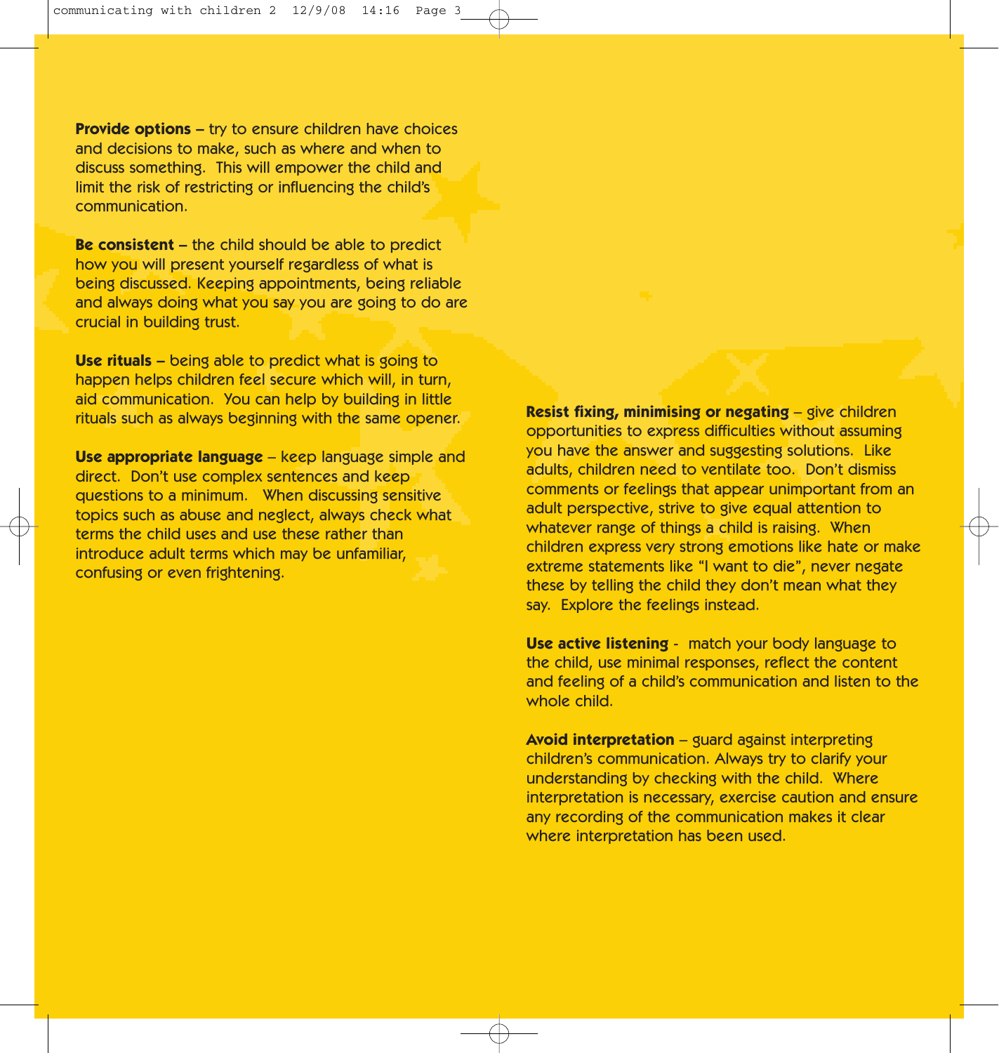**Provide options** – try to ensure children have choices and decisions to make, such as where and when to discuss something. This will empower the child and limit the risk of restricting or influencing the child's communication.

**Be consistent** – the child should be able to predict how you will present yourself regardless of what is being discussed. Keeping appointments, being reliable and always doing what you say you are going to do are crucial in building trust.

**Use rituals** – being able to predict what is going to happen helps children feel secure which will, in turn, aid communication. You can help by building in little rituals such as always beginning with the same opener.

**Use appropriate language** – keep language simple and direct. Don't use complex sentences and keep questions to a minimum. When discussing sensitive topics such as abuse and neglect, always check what terms the child uses and use these rather than introduce adult terms which may be unfamiliar, confusing or even frightening.

**Resist fixing, minimising or negating** – give children opportunities to express difficulties without assuming you have the answer and suggesting solutions. Like adults, children need to ventilate too. Don't dismiss comments or feelings that appear unimportant from an adult perspective, strive to give equal attention to whatever range of things a child is raising. When children express very strong emotions like hate or make extreme statements like "I want to die", never negate these by telling the child they don't mean what they say. Explore the feelings instead.

**Use active listening** - match your body language to the child, use minimal responses, reflect the content and feeling of a child's communication and listen to the whole child.

**Avoid interpretation** – guard against interpreting children's communication. Always try to clarify your understanding by checking with the child. Where interpretation is necessary, exercise caution and ensure any recording of the communication makes it clear where interpretation has been used.